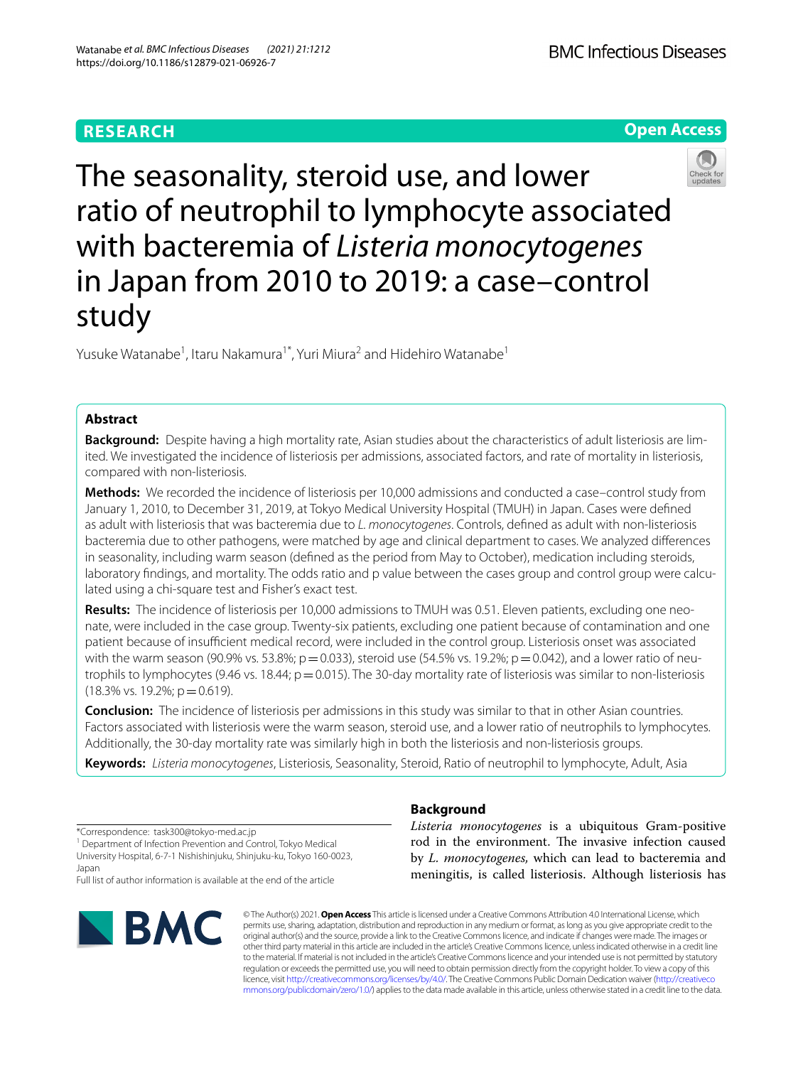**RESEARCH** **Open Access**

# The seasonality, steroid use, and lower ratio of neutrophil to lymphocyte associated with bacteremia of *Listeria monocytogenes* in Japan from 2010 to 2019: a case–control study

Yusuke Watanabe[1], Itaru Nakamura[1*], Yuri Miura[2] and Hidehiro Watanabe[1]

## Abstract

**Background:** Despite having a high mortality rate, Asian studies about the characteristics of adult listeriosis are limited. We investigated the incidence of listeriosis per admissions, associated factors, and rate of mortality in listeriosis, compared with non-listeriosis.

**Methods:** We recorded the incidence of listeriosis per 10,000 admissions and conducted a case–control study from January 1, 2010, to December 31, 2019, at Tokyo Medical University Hospital (TMUH) in Japan. Cases were defined as adult with listeriosis that was bacteremia due to *L. monocytogenes*. Controls, defined as adult with non-listeriosis bacteremia due to other pathogens, were matched by age and clinical department to cases. We analyzed differences in seasonality, including warm season (defined as the period from May to October), medication including steroids, laboratory findings, and mortality. The odds ratio and p value between the cases group and control group were calculated using a chi-square test and Fisher's exact test.

**Results:** The incidence of listeriosis per 10,000 admissions to TMUH was 0.51. Eleven patients, excluding one neonate, were included in the case group. Twenty-six patients, excluding one patient because of contamination and one patient because of insufficient medical record, were included in the control group. Listeriosis onset was associated with the warm season (90.9% vs. 53.8%; $p = 0.033$), steroid use (54.5% vs. 19.2%; $p = 0.042$), and a lower ratio of neutrophils to lymphocytes (9.46 vs. 18.44; $p = 0.015$). The 30-day mortality rate of listeriosis was similar to non-listeriosis (18.3% vs. 19.2%; $p = 0.619$).

**Conclusion:** The incidence of listeriosis per admissions in this study was similar to that in other Asian countries. Factors associated with listeriosis were the warm season, steroid use, and a lower ratio of neutrophils to lymphocytes. Additionally, the 30-day mortality rate was similarly high in both the listeriosis and non-listeriosis groups.

**Keywords:** *Listeria monocytogenes*, Listeriosis, Seasonality, Steroid, Ratio of neutrophil to lymphocyte, Adult, Asia

*Correspondence: task300@tokyo-med.ac.jp

[1] Department of Infection Prevention and Control, Tokyo Medical University Hospital, 6-7-1 Nishishinjuku, Shinjuku-ku, Tokyo 160-0023, Japan

Full list of author information is available at the end of the article

## Background

*Listeria monocytogenes* is a ubiquitous Gram-positive rod in the environment. The invasive infection caused by *L. monocytogenes*, which can lead to bacteremia and meningitis, is called listeriosis. Although listeriosis has

© The Author(s) 2021. **Open Access** This article is licensed under a Creative Commons Attribution 4.0 International License, which permits use, sharing, adaptation, distribution and reproduction in any medium or format, as long as you give appropriate credit to the original author(s) and the source, provide a link to the Creative Commons licence, and indicate if changes were made. The images or other third party material in this article are included in the article's Creative Commons licence, unless indicated otherwise in a credit line to the material. If material is not included in the article's Creative Commons licence and your intended use is not permitted by statutory regulation or exceeds the permitted use, you will need to obtain permission directly from the copyright holder. To view a copy of this licence, visit http://creativecommons.org/licenses/by/4.0/. The Creative Commons Public Domain Dedication waiver (http://creativecommons.org/publicdomain/zero/1.0/) applies to the data made available in this article, unless otherwise stated in a credit line to the data.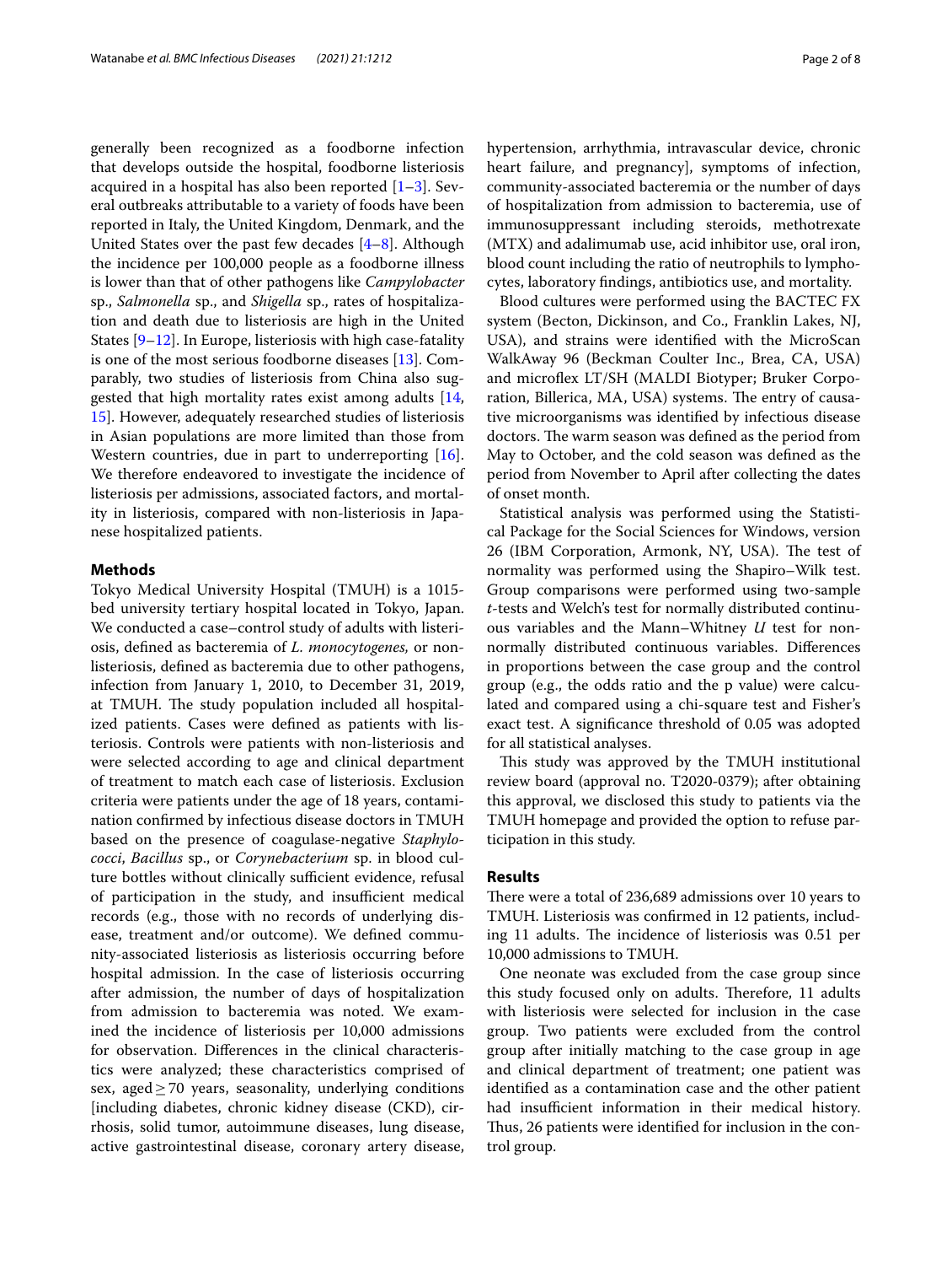generally been recognized as a foodborne infection that develops outside the hospital, foodborne listeriosis acquired in a hospital has also been reported [1–3]. Several outbreaks attributable to a variety of foods have been reported in Italy, the United Kingdom, Denmark, and the United States over the past few decades [4–8]. Although the incidence per 100,000 people as a foodborne illness is lower than that of other pathogens like *Campylobacter* sp., *Salmonella* sp., and *Shigella* sp., rates of hospitalization and death due to listeriosis are high in the United States [9–12]. In Europe, listeriosis with high case-fatality is one of the most serious foodborne diseases [13]. Comparably, two studies of listeriosis from China also suggested that high mortality rates exist among adults [14, 15]. However, adequately researched studies of listeriosis in Asian populations are more limited than those from Western countries, due in part to underreporting [16]. We therefore endeavored to investigate the incidence of listeriosis per admissions, associated factors, and mortality in listeriosis, compared with non-listeriosis in Japanese hospitalized patients.

## Methods

Tokyo Medical University Hospital (TMUH) is a 1015-bed university tertiary hospital located in Tokyo, Japan. We conducted a case–control study of adults with listeriosis, defined as bacteremia of *L. monocytogenes,* or non-listeriosis, defined as bacteremia due to other pathogens, infection from January 1, 2010, to December 31, 2019, at TMUH. The study population included all hospitalized patients. Cases were defined as patients with listeriosis. Controls were patients with non-listeriosis and were selected according to age and clinical department of treatment to match each case of listeriosis. Exclusion criteria were patients under the age of 18 years, contamination confirmed by infectious disease doctors in TMUH based on the presence of coagulase-negative *Staphylococci*, *Bacillus* sp., or *Corynebacterium* sp. in blood culture bottles without clinically sufficient evidence, refusal of participation in the study, and insufficient medical records (e.g., those with no records of underlying disease, treatment and/or outcome). We defined community-associated listeriosis as listeriosis occurring before hospital admission. In the case of listeriosis occurring after admission, the number of days of hospitalization from admission to bacteremia was noted. We examined the incidence of listeriosis per 10,000 admissions for observation. Differences in the clinical characteristics were analyzed; these characteristics comprised of sex, aged ≥ 70 years, seasonality, underlying conditions [including diabetes, chronic kidney disease (CKD), cirrhosis, solid tumor, autoimmune diseases, lung disease, active gastrointestinal disease, coronary artery disease, hypertension, arrhythmia, intravascular device, chronic heart failure, and pregnancy], symptoms of infection, community-associated bacteremia or the number of days of hospitalization from admission to bacteremia, use of immunosuppressant including steroids, methotrexate (MTX) and adalimumab use, acid inhibitor use, oral iron, blood count including the ratio of neutrophils to lymphocytes, laboratory findings, antibiotics use, and mortality.

Blood cultures were performed using the BACTEC FX system (Becton, Dickinson, and Co., Franklin Lakes, NJ, USA), and strains were identified with the MicroScan WalkAway 96 (Beckman Coulter Inc., Brea, CA, USA) and microflex LT/SH (MALDI Biotyper; Bruker Corporation, Billerica, MA, USA) systems. The entry of causative microorganisms was identified by infectious disease doctors. The warm season was defined as the period from May to October, and the cold season was defined as the period from November to April after collecting the dates of onset month.

Statistical analysis was performed using the Statistical Package for the Social Sciences for Windows, version 26 (IBM Corporation, Armonk, NY, USA). The test of normality was performed using the Shapiro–Wilk test. Group comparisons were performed using two-sample *t*-tests and Welch's test for normally distributed continuous variables and the Mann–Whitney *U* test for non-normally distributed continuous variables. Differences in proportions between the case group and the control group (e.g., the odds ratio and the p value) were calculated and compared using a chi-square test and Fisher's exact test. A significance threshold of 0.05 was adopted for all statistical analyses.

This study was approved by the TMUH institutional review board (approval no. T2020-0379); after obtaining this approval, we disclosed this study to patients via the TMUH homepage and provided the option to refuse participation in this study.

## Results

There were a total of 236,689 admissions over 10 years to TMUH. Listeriosis was confirmed in 12 patients, including 11 adults. The incidence of listeriosis was 0.51 per 10,000 admissions to TMUH.

One neonate was excluded from the case group since this study focused only on adults. Therefore, 11 adults with listeriosis were selected for inclusion in the case group. Two patients were excluded from the control group after initially matching to the case group in age and clinical department of treatment; one patient was identified as a contamination case and the other patient had insufficient information in their medical history. Thus, 26 patients were identified for inclusion in the control group.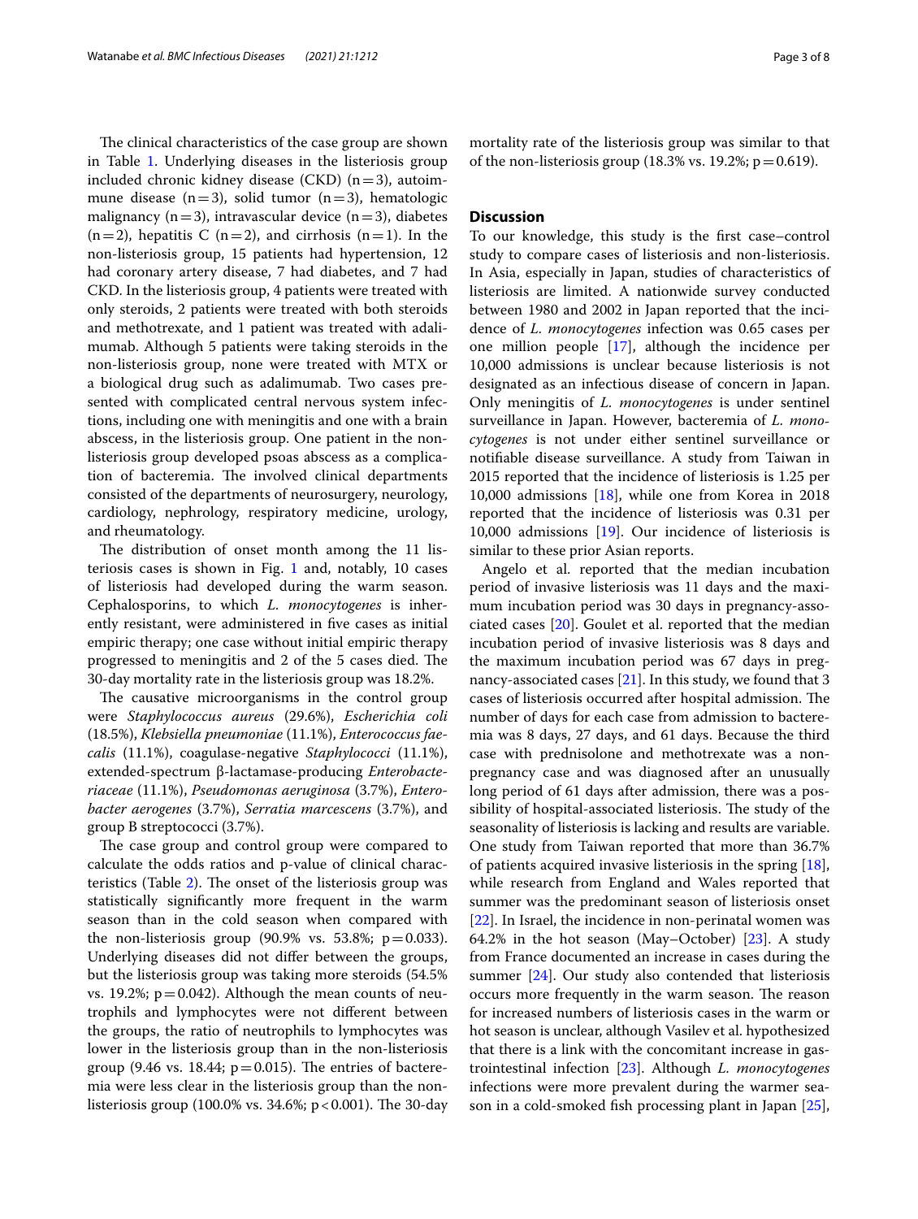The clinical characteristics of the case group are shown in Table 1. Underlying diseases in the listeriosis group included chronic kidney disease (CKD) (n = 3), autoimmune disease (n = 3), solid tumor (n = 3), hematologic malignancy (n = 3), intravascular device (n = 3), diabetes (n = 2), hepatitis C (n = 2), and cirrhosis (n = 1). In the non-listeriosis group, 15 patients had hypertension, 12 had coronary artery disease, 7 had diabetes, and 7 had CKD. In the listeriosis group, 4 patients were treated with only steroids, 2 patients were treated with both steroids and methotrexate, and 1 patient was treated with adalimumab. Although 5 patients were taking steroids in the non-listeriosis group, none were treated with MTX or a biological drug such as adalimumab. Two cases presented with complicated central nervous system infections, including one with meningitis and one with a brain abscess, in the listeriosis group. One patient in the non-listeriosis group developed psoas abscess as a complication of bacteremia. The involved clinical departments consisted of the departments of neurosurgery, neurology, cardiology, nephrology, respiratory medicine, urology, and rheumatology.

The distribution of onset month among the 11 listeriosis cases is shown in Fig. 1 and, notably, 10 cases of listeriosis had developed during the warm season. Cephalosporins, to which *L. monocytogenes* is inherently resistant, were administered in five cases as initial empiric therapy; one case without initial empiric therapy progressed to meningitis and 2 of the 5 cases died. The 30-day mortality rate in the listeriosis group was 18.2%.

The causative microorganisms in the control group were *Staphylococcus aureus* (29.6%), *Escherichia coli* (18.5%), *Klebsiella pneumoniae* (11.1%), *Enterococcus faecalis* (11.1%), coagulase-negative *Staphylococci* (11.1%), extended-spectrum β-lactamase-producing *Enterobacteriaceae* (11.1%), *Pseudomonas aeruginosa* (3.7%), *Enterobacter aerogenes* (3.7%), *Serratia marcescens* (3.7%), and group B streptococci (3.7%).

The case group and control group were compared to calculate the odds ratios and p-value of clinical characteristics (Table 2). The onset of the listeriosis group was statistically significantly more frequent in the warm season than in the cold season when compared with the non-listeriosis group (90.9% vs. 53.8%; $p = 0.033$). Underlying diseases did not differ between the groups, but the listeriosis group was taking more steroids (54.5% vs. 19.2%; $p = 0.042$). Although the mean counts of neutrophils and lymphocytes were not different between the groups, the ratio of neutrophils to lymphocytes was lower in the listeriosis group than in the non-listeriosis group (9.46 vs. 18.44; $p = 0.015$). The entries of bacteremia were less clear in the listeriosis group than the non-listeriosis group (100.0% vs. 34.6%; $p < 0.001$). The 30-day mortality rate of the listeriosis group was similar to that of the non-listeriosis group (18.3% vs. 19.2%; $p = 0.619$).

## Discussion

To our knowledge, this study is the first case–control study to compare cases of listeriosis and non-listeriosis. In Asia, especially in Japan, studies of characteristics of listeriosis are limited. A nationwide survey conducted between 1980 and 2002 in Japan reported that the incidence of *L. monocytogenes* infection was 0.65 cases per one million people [17], although the incidence per 10,000 admissions is unclear because listeriosis is not designated as an infectious disease of concern in Japan. Only meningitis of *L. monocytogenes* is under sentinel surveillance in Japan. However, bacteremia of *L. monocytogenes* is not under either sentinel surveillance or notifiable disease surveillance. A study from Taiwan in 2015 reported that the incidence of listeriosis is 1.25 per 10,000 admissions [18], while one from Korea in 2018 reported that the incidence of listeriosis was 0.31 per 10,000 admissions [19]. Our incidence of listeriosis is similar to these prior Asian reports.

Angelo et al. reported that the median incubation period of invasive listeriosis was 11 days and the maximum incubation period was 30 days in pregnancy-associated cases [20]. Goulet et al. reported that the median incubation period of invasive listeriosis was 8 days and the maximum incubation period was 67 days in pregnancy-associated cases [21]. In this study, we found that 3 cases of listeriosis occurred after hospital admission. The number of days for each case from admission to bacteremia was 8 days, 27 days, and 61 days. Because the third case with prednisolone and methotrexate was a non-pregnancy case and was diagnosed after an unusually long period of 61 days after admission, there was a possibility of hospital-associated listeriosis. The study of the seasonality of listeriosis is lacking and results are variable. One study from Taiwan reported that more than 36.7% of patients acquired invasive listeriosis in the spring [18], while research from England and Wales reported that summer was the predominant season of listeriosis onset [22]. In Israel, the incidence in non-perinatal women was 64.2% in the hot season (May–October) [23]. A study from France documented an increase in cases during the summer [24]. Our study also contended that listeriosis occurs more frequently in the warm season. The reason for increased numbers of listeriosis cases in the warm or hot season is unclear, although Vasilev et al. hypothesized that there is a link with the concomitant increase in gastrointestinal infection [23]. Although *L. monocytogenes* infections were more prevalent during the warmer season in a cold-smoked fish processing plant in Japan [25],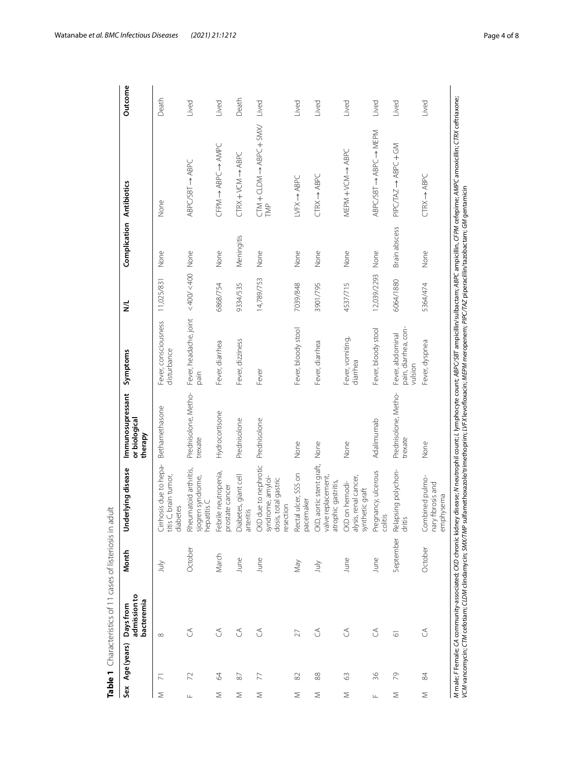**Table 1** Characteristics of 11 cases of listeriosis in adult

| Sex | Age (years) | Days from admission to bacteremia | Month | Underlying disease | Immunosupressant or biological therapy | Symptoms | N/L | Complication | Antibiotics | Outcome |
|---|---|---|---|---|---|---|---|---|---|---|
| M | 71 | 8 | July | Cirrhosis due to hepatitis C, brain tumor, diabetes | Bethamethasone | Fever, consciousness disturbance | 11,025/831 | None | None | Death |
| F | 72 | CA | October | Rheumatoid arthritis, sjogren syndrome, hepatitis C | Prednisolone, Methotrexate | Fever, headache, joint pain | < 400/ < 400 | None | ABPC/SBT → ABPC | Lived |
| M | 64 | CA | March | Febrile neutropenia, prostate cancer | Hydrocortisone | Fever, diarrhea | 6868/754 | None | CFPM → ABPC → AMPC | Lived |
| M | 87 | CA | June | Diabetes, giant cell arteritis | Prednisolone | Fever, dizziness | 9334/535 | Meningitis | CTRX + VCM → ABPC | Death |
| M | 77 | CA | June | CKD due to nephrotic syndrome, amyloidosis, total gastric resection | Prednisolone | Fever | 14,789/753 | None | CTM + CLDM → ABPC + SMX/TMP | Lived |
| M | 82 | 27 | May | Rectal ulcer, SSS on pacemaker | None | Fever, bloody stool | 7039/848 | None | LVFX → ABPC | Lived |
| M | 88 | CA | July | CKD, aortic stent graft, valve replacement, atrophic gastritis, | None | Fever, diarrhea | 3901/795 | None | CTRX → ABPC | Lived |
| M | 63 | CA | June | CKD on hemodialysis, renal cancer, synthetic graft | None | Fever, vomiting, diarrhea | 4537/715 | None | MEPM + VCM → ABPC | Lived |
| F | 36 | CA | June | Pregnancy, ulcerous colitis | Adalimumab | Fever, bloody stool | 12,039/2293 | None | ABPC/SBT → ABPC → MEPM | Lived |
| M | 79 | 61 | September | Relapsing polychondritis | Prednisolone, Methotrexate | Fever, abdominal pain, diarrhea, convulsion | 6064/1880 | Brain abscess | PIPC/TAZ → ABPC + GM | Lived |
| M | 84 | CA | October | Combined pulmonary fibrosis and emphysema | None | Fever, dyspnea | 5364/474 | None | CTRX → ABPC | Lived |

*M* male; *F* Female; *CA* community-associated; *CKD* chronic kidney disease; *N* neutrophil count; *L* lymphocyte count; *ABPC/SBT* ampicillin/sulbactam; *ABPC* ampicillin; *CFPM* cefepime; *AMPC* amoxicillin; *CTRX* ceftriaxone; *VCM* vancomycin; *CTM* cefotiam; *CLDM* clindamycin; *SMX/TMP* sulfamethoxazole/trimethoprim; *LVFX* levofloxacin; *MEPM* meropenem; *PIPC/TAZ* piperacillin/tazobactam; *GM* gentamicin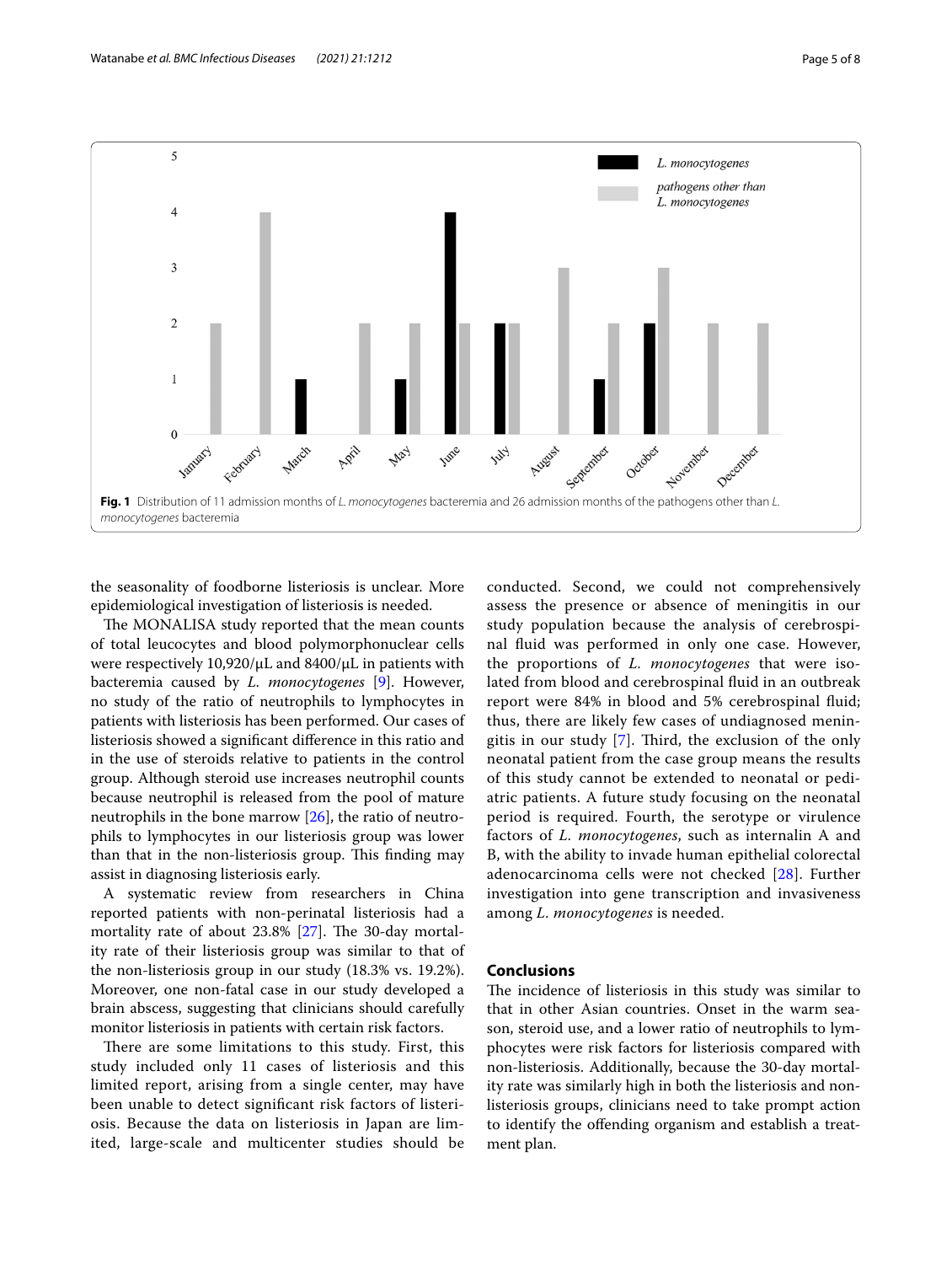Fig. 1 Distribution of 11 admission months of *L. monocytogenes* bacteremia and 26 admission months of the pathogens other than *L. monocytogenes* bacteremia

the seasonality of foodborne listeriosis is unclear. More epidemiological investigation of listeriosis is needed.

The MONALISA study reported that the mean counts of total leucocytes and blood polymorphonuclear cells were respectively 10,920/μL and 8400/μL in patients with bacteremia caused by *L. monocytogenes* [9]. However, no study of the ratio of neutrophils to lymphocytes in patients with listeriosis has been performed. Our cases of listeriosis showed a significant difference in this ratio and in the use of steroids relative to patients in the control group. Although steroid use increases neutrophil counts because neutrophil is released from the pool of mature neutrophils in the bone marrow [26], the ratio of neutrophils to lymphocytes in our listeriosis group was lower than that in the non-listeriosis group. This finding may assist in diagnosing listeriosis early.

A systematic review from researchers in China reported patients with non-perinatal listeriosis had a mortality rate of about 23.8% [27]. The 30-day mortality rate of their listeriosis group was similar to that of the non-listeriosis group in our study (18.3% vs. 19.2%). Moreover, one non-fatal case in our study developed a brain abscess, suggesting that clinicians should carefully monitor listeriosis in patients with certain risk factors.

There are some limitations to this study. First, this study included only 11 cases of listeriosis and this limited report, arising from a single center, may have been unable to detect significant risk factors of listeriosis. Because the data on listeriosis in Japan are limited, large-scale and multicenter studies should be conducted. Second, we could not comprehensively assess the presence or absence of meningitis in our study population because the analysis of cerebrospinal fluid was performed in only one case. However, the proportions of *L. monocytogenes* that were isolated from blood and cerebrospinal fluid in an outbreak report were 84% in blood and 5% cerebrospinal fluid; thus, there are likely few cases of undiagnosed meningitis in our study [7]. Third, the exclusion of the only neonatal patient from the case group means the results of this study cannot be extended to neonatal or pediatric patients. A future study focusing on the neonatal period is required. Fourth, the serotype or virulence factors of *L. monocytogenes*, such as internalin A and B, with the ability to invade human epithelial colorectal adenocarcinoma cells were not checked [28]. Further investigation into gene transcription and invasiveness among *L. monocytogenes* is needed.

## Conclusions

The incidence of listeriosis in this study was similar to that in other Asian countries. Onset in the warm season, steroid use, and a lower ratio of neutrophils to lymphocytes were risk factors for listeriosis compared with non-listeriosis. Additionally, because the 30-day mortality rate was similarly high in both the listeriosis and non-listeriosis groups, clinicians need to take prompt action to identify the offending organism and establish a treatment plan.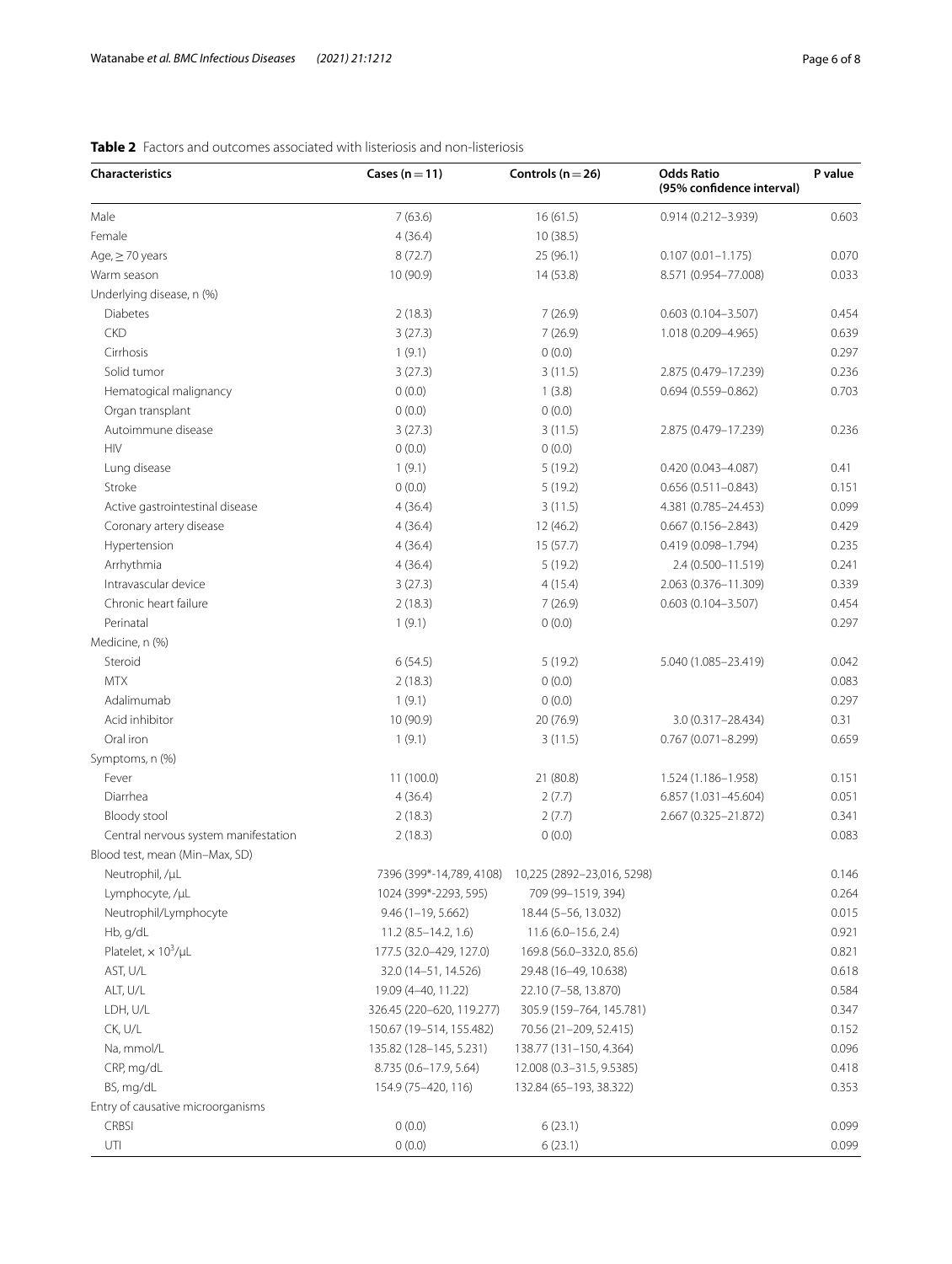**Table 2** Factors and outcomes associated with listeriosis and non-listeriosis

| Characteristics | Cases (n = 11) | Controls (n = 26) | Odds Ratio (95% confidence interval) | P value |
|---|---|---|---|---|
| Male | 7 (63.6) | 16 (61.5) | 0.914 (0.212–3.939) | 0.603 |
| Female | 4 (36.4) | 10 (38.5) | | |
| Age, ≥ 70 years | 8 (72.7) | 25 (96.1) | 0.107 (0.01–1.175) | 0.070 |
| Warm season | 10 (90.9) | 14 (53.8) | 8.571 (0.954–77.008) | 0.033 |
| Underlying disease, n (%) | | | | |
| Diabetes | 2 (18.3) | 7 (26.9) | 0.603 (0.104–3.507) | 0.454 |
| CKD | 3 (27.3) | 7 (26.9) | 1.018 (0.209–4.965) | 0.639 |
| Cirrhosis | 1 (9.1) | 0 (0.0) | | 0.297 |
| Solid tumor | 3 (27.3) | 3 (11.5) | 2.875 (0.479–17.239) | 0.236 |
| Hematogical malignancy | 0 (0.0) | 1 (3.8) | 0.694 (0.559–0.862) | 0.703 |
| Organ transplant | 0 (0.0) | 0 (0.0) | | |
| Autoimmune disease | 3 (27.3) | 3 (11.5) | 2.875 (0.479–17.239) | 0.236 |
| HIV | 0 (0.0) | 0 (0.0) | | |
| Lung disease | 1 (9.1) | 5 (19.2) | 0.420 (0.043–4.087) | 0.41 |
| Stroke | 0 (0.0) | 5 (19.2) | 0.656 (0.511–0.843) | 0.151 |
| Active gastrointestinal disease | 4 (36.4) | 3 (11.5) | 4.381 (0.785–24.453) | 0.099 |
| Coronary artery disease | 4 (36.4) | 12 (46.2) | 0.667 (0.156–2.843) | 0.429 |
| Hypertension | 4 (36.4) | 15 (57.7) | 0.419 (0.098–1.794) | 0.235 |
| Arrhythmia | 4 (36.4) | 5 (19.2) | 2.4 (0.500–11.519) | 0.241 |
| Intravascular device | 3 (27.3) | 4 (15.4) | 2.063 (0.376–11.309) | 0.339 |
| Chronic heart failure | 2 (18.3) | 7 (26.9) | 0.603 (0.104–3.507) | 0.454 |
| Perinatal | 1 (9.1) | 0 (0.0) | | 0.297 |
| Medicine, n (%) | | | | |
| Steroid | 6 (54.5) | 5 (19.2) | 5.040 (1.085–23.419) | 0.042 |
| MTX | 2 (18.3) | 0 (0.0) | | 0.083 |
| Adalimumab | 1 (9.1) | 0 (0.0) | | 0.297 |
| Acid inhibitor | 10 (90.9) | 20 (76.9) | 3.0 (0.317–28.434) | 0.31 |
| Oral iron | 1 (9.1) | 3 (11.5) | 0.767 (0.071–8.299) | 0.659 |
| Symptoms, n (%) | | | | |
| Fever | 11 (100.0) | 21 (80.8) | 1.524 (1.186–1.958) | 0.151 |
| Diarrhea | 4 (36.4) | 2 (7.7) | 6.857 (1.031–45.604) | 0.051 |
| Bloody stool | 2 (18.3) | 2 (7.7) | 2.667 (0.325–21.872) | 0.341 |
| Central nervous system manifestation | 2 (18.3) | 0 (0.0) | | 0.083 |
| Blood test, mean (Min–Max, SD) | | | | |
| Neutrophil, /μL | 7396 (399*-14,789, 4108) | 10,225 (2892–23,016, 5298) | | 0.146 |
| Lymphocyte, /μL | 1024 (399*-2293, 595) | 709 (99–1519, 394) | | 0.264 |
| Neutrophil/Lymphocyte | 9.46 (1–19, 5.662) | 18.44 (5–56, 13.032) | | 0.015 |
| Hb, g/dL | 11.2 (8.5–14.2, 1.6) | 11.6 (6.0–15.6, 2.4) | | 0.921 |
| Platelet, $\times 10^3$/μL | 177.5 (32.0–429, 127.0) | 169.8 (56.0–332.0, 85.6) | | 0.821 |
| AST, U/L | 32.0 (14–51, 14.526) | 29.48 (16–49, 10.638) | | 0.618 |
| ALT, U/L | 19.09 (4–40, 11.22) | 22.10 (7–58, 13.870) | | 0.584 |
| LDH, U/L | 326.45 (220–620, 119.277) | 305.9 (159–764, 145.781) | | 0.347 |
| CK, U/L | 150.67 (19–514, 155.482) | 70.56 (21–209, 52.415) | | 0.152 |
| Na, mmol/L | 135.82 (128–145, 5.231) | 138.77 (131–150, 4.364) | | 0.096 |
| CRP, mg/dL | 8.735 (0.6–17.9, 5.64) | 12.008 (0.3–31.5, 9.5385) | | 0.418 |
| BS, mg/dL | 154.9 (75–420, 116) | 132.84 (65–193, 38.322) | | 0.353 |
| Entry of causative microorganisms | | | | |
| CRBSI | 0 (0.0) | 6 (23.1) | | 0.099 |
| UTI | 0 (0.0) | 6 (23.1) | | 0.099 |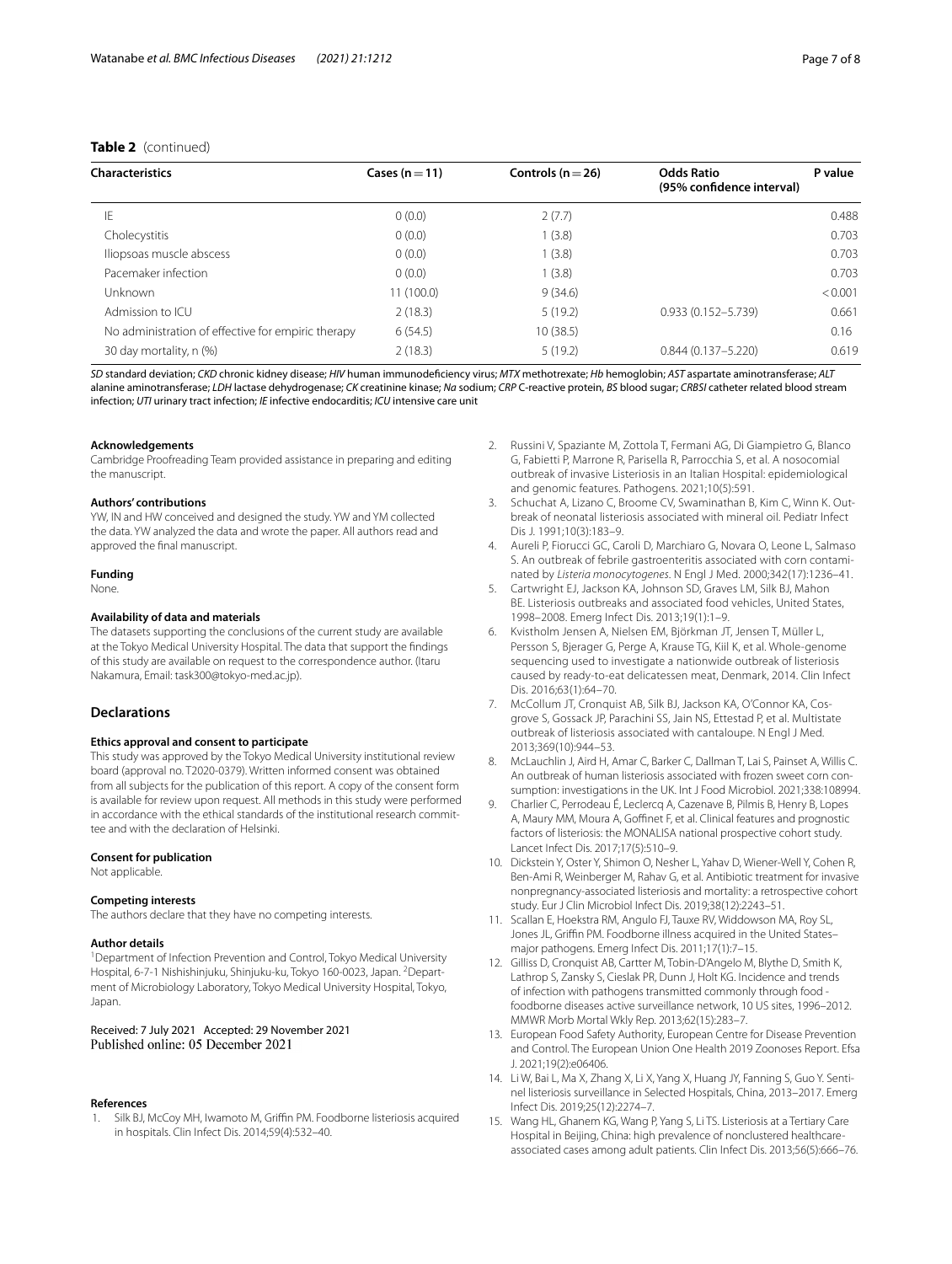**Table 2** (continued)

| Characteristics | Cases (n = 11) | Controls (n = 26) | Odds Ratio (95% confidence interval) | P value |
|---|---|---|---|---|
| IE | 0 (0.0) | 2 (7.7) | | 0.488 |
| Cholecystitis | 0 (0.0) | 1 (3.8) | | 0.703 |
| Iliopsoas muscle abscess | 0 (0.0) | 1 (3.8) | | 0.703 |
| Pacemaker infection | 0 (0.0) | 1 (3.8) | | 0.703 |
| Unknown | 11 (100.0) | 9 (34.6) | | < 0.001 |
| Admission to ICU | 2 (18.3) | 5 (19.2) | 0.933 (0.152–5.739) | 0.661 |
| No administration of effective for empiric therapy | 6 (54.5) | 10 (38.5) | | 0.16 |
| 30 day mortality, n (%) | 2 (18.3) | 5 (19.2) | 0.844 (0.137–5.220) | 0.619 |

*SD* standard deviation; *CKD* chronic kidney disease; *HIV* human immunodeficiency virus; *MTX* methotrexate; *Hb* hemoglobin; *AST* aspartate aminotransferase; *ALT* alanine aminotransferase; *LDH* lactase dehydrogenase; *CK* creatinine kinase; *Na* sodium; *CRP* C-reactive protein, *BS* blood sugar; *CRBSI* catheter related blood stream infection; *UTI* urinary tract infection; *IE* infective endocarditis; *ICU* intensive care unit

#### Acknowledgements

Cambridge Proofreading Team provided assistance in preparing and editing the manuscript.

#### Authors' contributions

YW, IN and HW conceived and designed the study. YW and YM collected the data. YW analyzed the data and wrote the paper. All authors read and approved the final manuscript.

#### Funding

None.

#### Availability of data and materials

The datasets supporting the conclusions of the current study are available at the Tokyo Medical University Hospital. The data that support the findings of this study are available on request to the correspondence author. (Itaru Nakamura, Email: task300@tokyo-med.ac.jp).

## Declarations

#### Ethics approval and consent to participate

This study was approved by the Tokyo Medical University institutional review board (approval no. T2020-0379). Written informed consent was obtained from all subjects for the publication of this report. A copy of the consent form is available for review upon request. All methods in this study were performed in accordance with the ethical standards of the institutional research committee and with the declaration of Helsinki.

#### Consent for publication

Not applicable.

#### Competing interests

The authors declare that they have no competing interests.

#### Author details

[1]Department of Infection Prevention and Control, Tokyo Medical University Hospital, 6-7-1 Nishishinjuku, Shinjuku-ku, Tokyo 160-0023, Japan. [2]Department of Microbiology Laboratory, Tokyo Medical University Hospital, Tokyo, Japan.

Received: 7 July 2021 Accepted: 29 November 2021
Published online: 05 December 2021

#### References

1. Silk BJ, McCoy MH, Iwamoto M, Griffin PM. Foodborne listeriosis acquired in hospitals. Clin Infect Dis. 2014;59(4):532–40.
2. Russini V, Spaziante M, Zottola T, Fermani AG, Di Giampietro G, Blanco G, Fabietti P, Marrone R, Parisella R, Parrocchia S, et al. A nosocomial outbreak of invasive Listeriosis in an Italian Hospital: epidemiological and genomic features. Pathogens. 2021;10(5):591.
3. Schuchat A, Lizano C, Broome CV, Swaminathan B, Kim C, Winn K. Outbreak of neonatal listeriosis associated with mineral oil. Pediatr Infect Dis J. 1991;10(3):183–9.
4. Aureli P, Fiorucci GC, Caroli D, Marchiaro G, Novara O, Leone L, Salmaso S. An outbreak of febrile gastroenteritis associated with corn contaminated by *Listeria monocytogenes*. N Engl J Med. 2000;342(17):1236–41.
5. Cartwright EJ, Jackson KA, Johnson SD, Graves LM, Silk BJ, Mahon BE. Listeriosis outbreaks and associated food vehicles, United States, 1998–2008. Emerg Infect Dis. 2013;19(1):1–9.
6. Kvistholm Jensen A, Nielsen EM, Björkman JT, Jensen T, Müller L, Persson S, Bjerager G, Perge A, Krause TG, Kiil K, et al. Whole-genome sequencing used to investigate a nationwide outbreak of listeriosis caused by ready-to-eat delicatessen meat, Denmark, 2014. Clin Infect Dis. 2016;63(1):64–70.
7. McCollum JT, Cronquist AB, Silk BJ, Jackson KA, O'Connor KA, Cosgrove S, Gossack JP, Parachini SS, Jain NS, Ettestad P, et al. Multistate outbreak of listeriosis associated with cantaloupe. N Engl J Med. 2013;369(10):944–53.
8. McLauchlin J, Aird H, Amar C, Barker C, Dallman T, Lai S, Painset A, Willis C. An outbreak of human listeriosis associated with frozen sweet corn consumption: investigations in the UK. Int J Food Microbiol. 2021;338:108994.
9. Charlier C, Perrodeau É, Leclercq A, Cazenave B, Pilmis B, Henry B, Lopes A, Maury MM, Moura A, Goffinet F, et al. Clinical features and prognostic factors of listeriosis: the MONALISA national prospective cohort study. Lancet Infect Dis. 2017;17(5):510–9.
10. Dickstein Y, Oster Y, Shimon O, Nesher L, Yahav D, Wiener-Well Y, Cohen R, Ben-Ami R, Weinberger M, Rahav G, et al. Antibiotic treatment for invasive nonpregnancy-associated listeriosis and mortality: a retrospective cohort study. Eur J Clin Microbiol Infect Dis. 2019;38(12):2243–51.
11. Scallan E, Hoekstra RM, Angulo FJ, Tauxe RV, Widdowson MA, Roy SL, Jones JL, Griffin PM. Foodborne illness acquired in the United States–major pathogens. Emerg Infect Dis. 2011;17(1):7–15.
12. Gilliss D, Cronquist AB, Cartter M, Tobin-D'Angelo M, Blythe D, Smith K, Lathrop S, Zansky S, Cieslak PR, Dunn J, Holt KG. Incidence and trends of infection with pathogens transmitted commonly through food - foodborne diseases active surveillance network, 10 US sites, 1996–2012. MMWR Morb Mortal Wkly Rep. 2013;62(15):283–7.
13. European Food Safety Authority, European Centre for Disease Prevention and Control. The European Union One Health 2019 Zoonoses Report. Efsa J. 2021;19(2):e06406.
14. Li W, Bai L, Ma X, Zhang X, Li X, Yang X, Huang JY, Fanning S, Guo Y. Sentinel listeriosis surveillance in Selected Hospitals, China, 2013–2017. Emerg Infect Dis. 2019;25(12):2274–7.
15. Wang HL, Ghanem KG, Wang P, Yang S, Li TS. Listeriosis at a Tertiary Care Hospital in Beijing, China: high prevalence of nonclustered healthcare-associated cases among adult patients. Clin Infect Dis. 2013;56(5):666–76.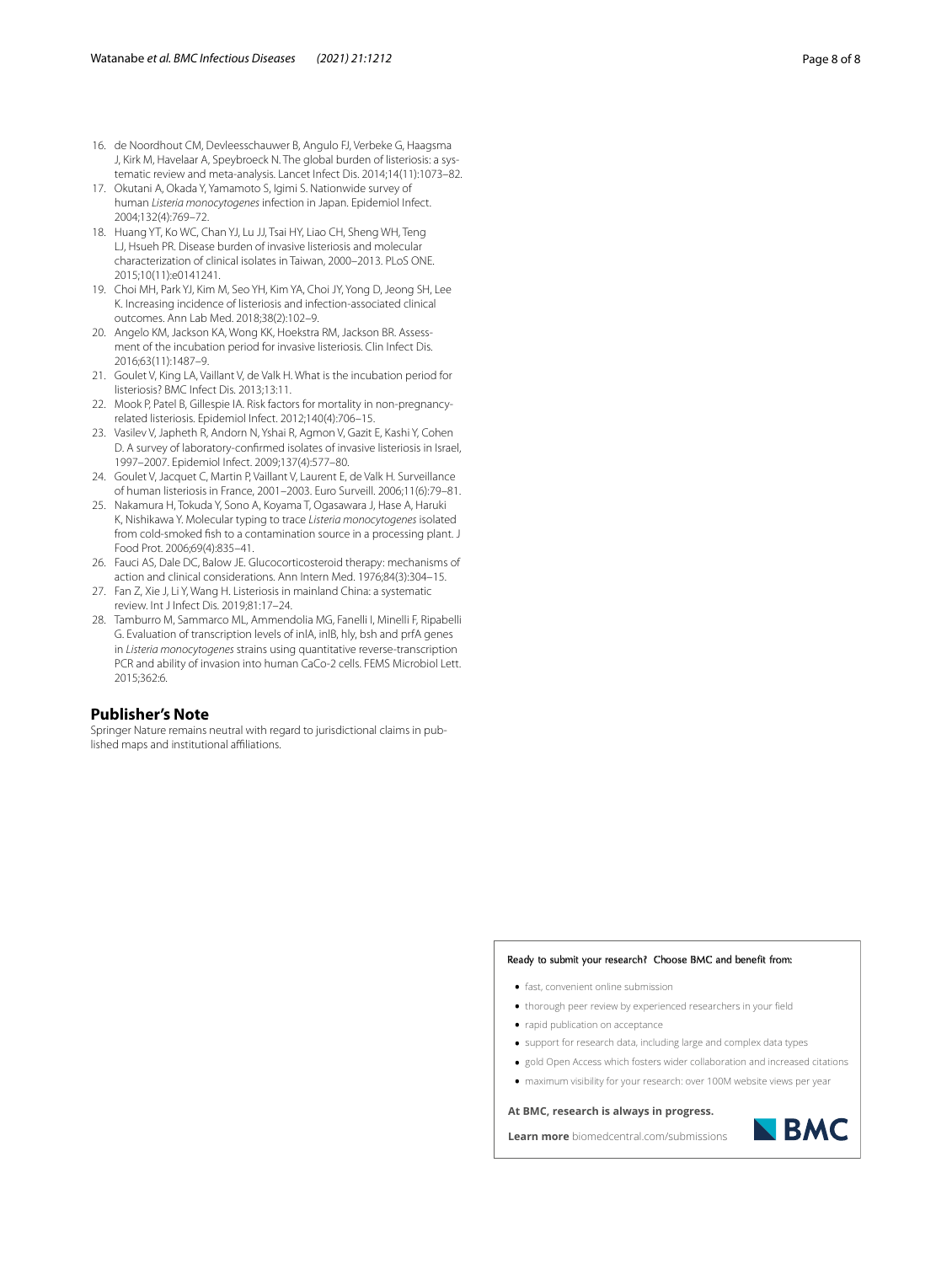16. de Noordhout CM, Devleesschauwer B, Angulo FJ, Verbeke G, Haagsma J, Kirk M, Havelaar A, Speybroeck N. The global burden of listeriosis: a systematic review and meta-analysis. Lancet Infect Dis. 2014;14(11):1073–82.
17. Okutani A, Okada Y, Yamamoto S, Igimi S. Nationwide survey of human *Listeria monocytogenes* infection in Japan. Epidemiol Infect. 2004;132(4):769–72.
18. Huang YT, Ko WC, Chan YJ, Lu JJ, Tsai HY, Liao CH, Sheng WH, Teng LJ, Hsueh PR. Disease burden of invasive listeriosis and molecular characterization of clinical isolates in Taiwan, 2000–2013. PLoS ONE. 2015;10(11):e0141241.
19. Choi MH, Park YJ, Kim M, Seo YH, Kim YA, Choi JY, Yong D, Jeong SH, Lee K. Increasing incidence of listeriosis and infection-associated clinical outcomes. Ann Lab Med. 2018;38(2):102–9.
20. Angelo KM, Jackson KA, Wong KK, Hoekstra RM, Jackson BR. Assessment of the incubation period for invasive listeriosis. Clin Infect Dis. 2016;63(11):1487–9.
21. Goulet V, King LA, Vaillant V, de Valk H. What is the incubation period for listeriosis? BMC Infect Dis. 2013;13:11.
22. Mook P, Patel B, Gillespie IA. Risk factors for mortality in non-pregnancy-related listeriosis. Epidemiol Infect. 2012;140(4):706–15.
23. Vasilev V, Japheth R, Andorn N, Yshai R, Agmon V, Gazit E, Kashi Y, Cohen D. A survey of laboratory-confirmed isolates of invasive listeriosis in Israel, 1997–2007. Epidemiol Infect. 2009;137(4):577–80.
24. Goulet V, Jacquet C, Martin P, Vaillant V, Laurent E, de Valk H. Surveillance of human listeriosis in France, 2001–2003. Euro Surveill. 2006;11(6):79–81.
25. Nakamura H, Tokuda Y, Sono A, Koyama T, Ogasawara J, Hase A, Haruki K, Nishikawa Y. Molecular typing to trace *Listeria monocytogenes* isolated from cold-smoked fish to a contamination source in a processing plant. J Food Prot. 2006;69(4):835–41.
26. Fauci AS, Dale DC, Balow JE. Glucocorticosteroid therapy: mechanisms of action and clinical considerations. Ann Intern Med. 1976;84(3):304–15.
27. Fan Z, Xie J, Li Y, Wang H. Listeriosis in mainland China: a systematic review. Int J Infect Dis. 2019;81:17–24.
28. Tamburro M, Sammarco ML, Ammendolia MG, Fanelli I, Minelli F, Ripabelli G. Evaluation of transcription levels of inlA, inlB, hly, bsh and prfA genes in *Listeria monocytogenes* strains using quantitative reverse-transcription PCR and ability of invasion into human CaCo-2 cells. FEMS Microbiol Lett. 2015;362:6.

## Publisher's Note

Springer Nature remains neutral with regard to jurisdictional claims in published maps and institutional affiliations.

Ready to submit your research? Choose BMC and benefit from:

- fast, convenient online submission
- thorough peer review by experienced researchers in your field
- rapid publication on acceptance
- support for research data, including large and complex data types
- gold Open Access which fosters wider collaboration and increased citations
- maximum visibility for your research: over 100M website views per year

**At BMC, research is always in progress.**

**Learn more** biomedcentral.com/submissions

BMC